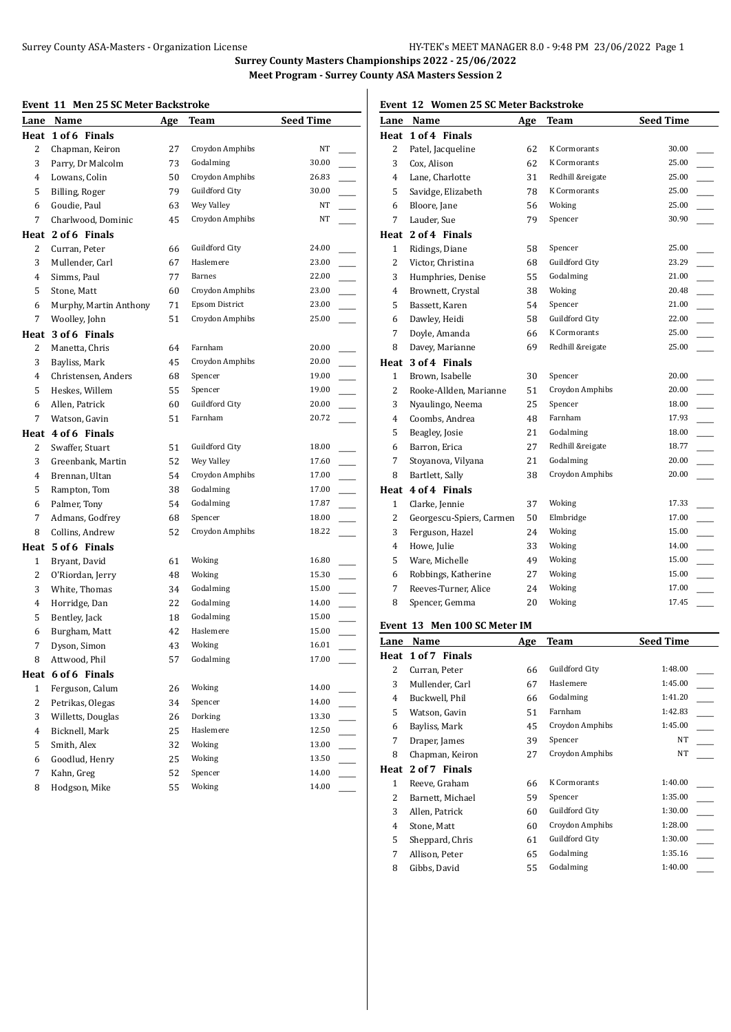**Surrey County Masters Championships 2022 - 25/06/2022**

**Meet Program - Surrey County ASA Masters Session 2**

### Event 11 Men 25 SC Meter Backstroke

| Lane | Name | Age | Team | Seed Time |
|---|---|---|---|---|
| **Heat 1 of 6 Finals** | | | | |
| 2 | Chapman, Keiron | 27 | Croydon Amphibs | NT |
| 3 | Parry, Dr Malcolm | 73 | Godalming | 30.00 |
| 4 | Lowans, Colin | 50 | Croydon Amphibs | 26.83 |
| 5 | Billing, Roger | 79 | Guildford City | 30.00 |
| 6 | Goudie, Paul | 63 | Wey Valley | NT |
| 7 | Charlwood, Dominic | 45 | Croydon Amphibs | NT |
| **Heat 2 of 6 Finals** | | | | |
| 2 | Curran, Peter | 66 | Guildford City | 24.00 |
| 3 | Mullender, Carl | 67 | Haslemere | 23.00 |
| 4 | Simms, Paul | 77 | Barnes | 22.00 |
| 5 | Stone, Matt | 60 | Croydon Amphibs | 23.00 |
| 6 | Murphy, Martin Anthony | 71 | Epsom District | 23.00 |
| 7 | Woolley, John | 51 | Croydon Amphibs | 25.00 |
| **Heat 3 of 6 Finals** | | | | |
| 2 | Manetta, Chris | 64 | Farnham | 20.00 |
| 3 | Bayliss, Mark | 45 | Croydon Amphibs | 20.00 |
| 4 | Christensen, Anders | 68 | Spencer | 19.00 |
| 5 | Heskes, Willem | 55 | Spencer | 19.00 |
| 6 | Allen, Patrick | 60 | Guildford City | 20.00 |
| 7 | Watson, Gavin | 51 | Farnham | 20.72 |
| **Heat 4 of 6 Finals** | | | | |
| 2 | Swaffer, Stuart | 51 | Guildford City | 18.00 |
| 3 | Greenbank, Martin | 52 | Wey Valley | 17.60 |
| 4 | Brennan, Ultan | 54 | Croydon Amphibs | 17.00 |
| 5 | Rampton, Tom | 38 | Godalming | 17.00 |
| 6 | Palmer, Tony | 54 | Godalming | 17.87 |
| 7 | Admans, Godfrey | 68 | Spencer | 18.00 |
| 8 | Collins, Andrew | 52 | Croydon Amphibs | 18.22 |
| **Heat 5 of 6 Finals** | | | | |
| 1 | Bryant, David | 61 | Woking | 16.80 |
| 2 | O'Riordan, Jerry | 48 | Woking | 15.30 |
| 3 | White, Thomas | 34 | Godalming | 15.00 |
| 4 | Horridge, Dan | 22 | Godalming | 14.00 |
| 5 | Bentley, Jack | 18 | Godalming | 15.00 |
| 6 | Burgham, Matt | 42 | Haslemere | 15.00 |
| 7 | Dyson, Simon | 43 | Woking | 16.01 |
| 8 | Attwood, Phil | 57 | Godalming | 17.00 |
| **Heat 6 of 6 Finals** | | | | |
| 1 | Ferguson, Calum | 26 | Woking | 14.00 |
| 2 | Petrikas, Olegas | 34 | Spencer | 14.00 |
| 3 | Willetts, Douglas | 26 | Dorking | 13.30 |
| 4 | Bicknell, Mark | 25 | Haslemere | 12.50 |
| 5 | Smith, Alex | 32 | Woking | 13.00 |
| 6 | Goodlud, Henry | 25 | Woking | 13.50 |
| 7 | Kahn, Greg | 52 | Spencer | 14.00 |
| 8 | Hodgson, Mike | 55 | Woking | 14.00 |

### Event 12 Women 25 SC Meter Backstroke

| Lane | Name | Age | Team | Seed Time |
|---|---|---|---|---|
| **Heat 1 of 4 Finals** | | | | |
| 2 | Patel, Jacqueline | 62 | K Cormorants | 30.00 |
| 3 | Cox, Alison | 62 | K Cormorants | 25.00 |
| 4 | Lane, Charlotte | 31 | Redhill &reigate | 25.00 |
| 5 | Savidge, Elizabeth | 78 | K Cormorants | 25.00 |
| 6 | Bloore, Jane | 56 | Woking | 25.00 |
| 7 | Lauder, Sue | 79 | Spencer | 30.90 |
| **Heat 2 of 4 Finals** | | | | |
| 1 | Ridings, Diane | 58 | Spencer | 25.00 |
| 2 | Victor, Christina | 68 | Guildford City | 23.29 |
| 3 | Humphries, Denise | 55 | Godalming | 21.00 |
| 4 | Brownett, Crystal | 38 | Woking | 20.48 |
| 5 | Bassett, Karen | 54 | Spencer | 21.00 |
| 6 | Dawley, Heidi | 58 | Guildford City | 22.00 |
| 7 | Doyle, Amanda | 66 | K Cormorants | 25.00 |
| 8 | Davey, Marianne | 69 | Redhill &reigate | 25.00 |
| **Heat 3 of 4 Finals** | | | | |
| 1 | Brown, Isabelle | 30 | Spencer | 20.00 |
| 2 | Rooke-Allden, Marianne | 51 | Croydon Amphibs | 20.00 |
| 3 | Nyaulingo, Neema | 25 | Spencer | 18.00 |
| 4 | Coombs, Andrea | 48 | Farnham | 17.93 |
| 5 | Beagley, Josie | 21 | Godalming | 18.00 |
| 6 | Barron, Erica | 27 | Redhill &reigate | 18.77 |
| 7 | Stoyanova, Vilyana | 21 | Godalming | 20.00 |
| 8 | Bartlett, Sally | 38 | Croydon Amphibs | 20.00 |
| **Heat 4 of 4 Finals** | | | | |
| 1 | Clarke, Jennie | 37 | Woking | 17.33 |
| 2 | Georgescu-Spiers, Carmen | 50 | Elmbridge | 17.00 |
| 3 | Ferguson, Hazel | 24 | Woking | 15.00 |
| 4 | Howe, Julie | 33 | Woking | 14.00 |
| 5 | Ware, Michelle | 49 | Woking | 15.00 |
| 6 | Robbings, Katherine | 27 | Woking | 15.00 |
| 7 | Reeves-Turner, Alice | 24 | Woking | 17.00 |
| 8 | Spencer, Gemma | 20 | Woking | 17.45 |

### Event 13 Men 100 SC Meter IM

| Lane | Name | Age | Team | Seed Time |
|---|---|---|---|---|
| **Heat 1 of 7 Finals** | | | | |
| 2 | Curran, Peter | 66 | Guildford City | 1:48.00 |
| 3 | Mullender, Carl | 67 | Haslemere | 1:45.00 |
| 4 | Buckwell, Phil | 66 | Godalming | 1:41.20 |
| 5 | Watson, Gavin | 51 | Farnham | 1:42.83 |
| 6 | Bayliss, Mark | 45 | Croydon Amphibs | 1:45.00 |
| 7 | Draper, James | 39 | Spencer | NT |
| 8 | Chapman, Keiron | 27 | Croydon Amphibs | NT |
| **Heat 2 of 7 Finals** | | | | |
| 1 | Reeve, Graham | 66 | K Cormorants | 1:40.00 |
| 2 | Barnett, Michael | 59 | Spencer | 1:35.00 |
| 3 | Allen, Patrick | 60 | Guildford City | 1:30.00 |
| 4 | Stone, Matt | 60 | Croydon Amphibs | 1:28.00 |
| 5 | Sheppard, Chris | 61 | Guildford City | 1:30.00 |
| 7 | Allison, Peter | 65 | Godalming | 1:35.16 |
| 8 | Gibbs, David | 55 | Godalming | 1:40.00 |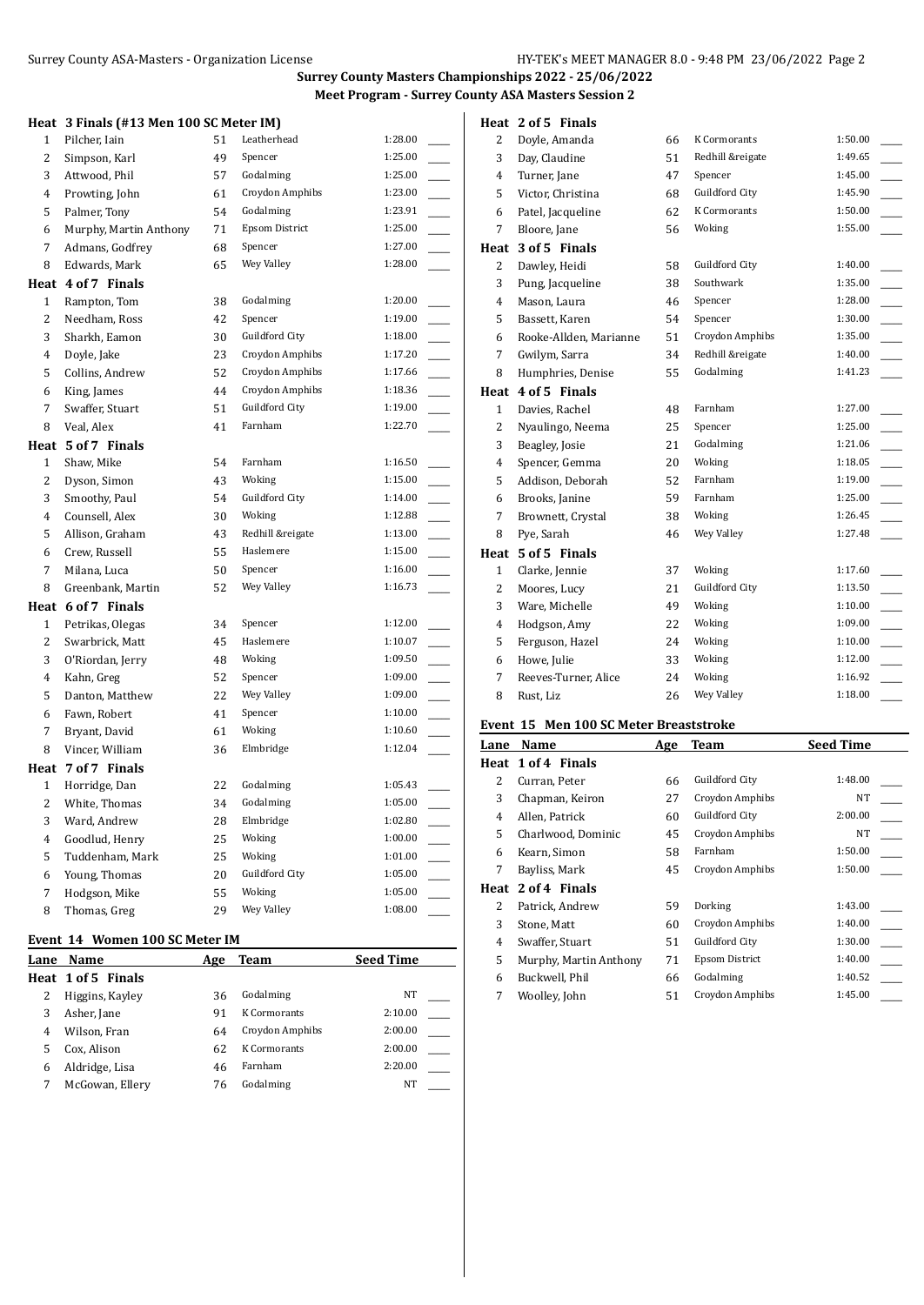**Surrey County Masters Championships 2022 - 25/06/2022**

**Meet Program - Surrey County ASA Masters Session 2**

**Heat 3 Finals (#13 Men 100 SC Meter IM)**

| Lane | Name | Age | Team | Seed Time |
|---|---|---|---|---|
| 1 | Pilcher, Iain | 51 | Leatherhead | 1:28.00 |
| 2 | Simpson, Karl | 49 | Spencer | 1:25.00 |
| 3 | Attwood, Phil | 57 | Godalming | 1:25.00 |
| 4 | Prowting, John | 61 | Croydon Amphibs | 1:23.00 |
| 5 | Palmer, Tony | 54 | Godalming | 1:23.91 |
| 6 | Murphy, Martin Anthony | 71 | Epsom District | 1:25.00 |
| 7 | Admans, Godfrey | 68 | Spencer | 1:27.00 |
| 8 | Edwards, Mark | 65 | Wey Valley | 1:28.00 |
| **Heat 4 of 7 Finals** | | | | |
| 1 | Rampton, Tom | 38 | Godalming | 1:20.00 |
| 2 | Needham, Ross | 42 | Spencer | 1:19.00 |
| 3 | Sharkh, Eamon | 30 | Guildford City | 1:18.00 |
| 4 | Doyle, Jake | 23 | Croydon Amphibs | 1:17.20 |
| 5 | Collins, Andrew | 52 | Croydon Amphibs | 1:17.66 |
| 6 | King, James | 44 | Croydon Amphibs | 1:18.36 |
| 7 | Swaffer, Stuart | 51 | Guildford City | 1:19.00 |
| 8 | Veal, Alex | 41 | Farnham | 1:22.70 |
| **Heat 5 of 7 Finals** | | | | |
| 1 | Shaw, Mike | 54 | Farnham | 1:16.50 |
| 2 | Dyson, Simon | 43 | Woking | 1:15.00 |
| 3 | Smoothy, Paul | 54 | Guildford City | 1:14.00 |
| 4 | Counsell, Alex | 30 | Woking | 1:12.88 |
| 5 | Allison, Graham | 43 | Redhill &reigate | 1:13.00 |
| 6 | Crew, Russell | 55 | Haslemere | 1:15.00 |
| 7 | Milana, Luca | 50 | Spencer | 1:16.00 |
| 8 | Greenbank, Martin | 52 | Wey Valley | 1:16.73 |
| **Heat 6 of 7 Finals** | | | | |
| 1 | Petrikas, Olegas | 34 | Spencer | 1:12.00 |
| 2 | Swarbrick, Matt | 45 | Haslemere | 1:10.07 |
| 3 | O'Riordan, Jerry | 48 | Woking | 1:09.50 |
| 4 | Kahn, Greg | 52 | Spencer | 1:09.00 |
| 5 | Danton, Matthew | 22 | Wey Valley | 1:09.00 |
| 6 | Fawn, Robert | 41 | Spencer | 1:10.00 |
| 7 | Bryant, David | 61 | Woking | 1:10.60 |
| 8 | Vincer, William | 36 | Elmbridge | 1:12.04 |
| **Heat 7 of 7 Finals** | | | | |
| 1 | Horridge, Dan | 22 | Godalming | 1:05.43 |
| 2 | White, Thomas | 34 | Godalming | 1:05.00 |
| 3 | Ward, Andrew | 28 | Elmbridge | 1:02.80 |
| 4 | Goodlud, Henry | 25 | Woking | 1:00.00 |
| 5 | Tuddenham, Mark | 25 | Woking | 1:01.00 |
| 6 | Young, Thomas | 20 | Guildford City | 1:05.00 |
| 7 | Hodgson, Mike | 55 | Woking | 1:05.00 |
| 8 | Thomas, Greg | 29 | Wey Valley | 1:08.00 |

**Event 14 Women 100 SC Meter IM**

| Lane | Name | Age | Team | Seed Time |
|---|---|---|---|---|
| **Heat 1 of 5 Finals** | | | | |
| 2 | Higgins, Kayley | 36 | Godalming | NT |
| 3 | Asher, Jane | 91 | K Cormorants | 2:10.00 |
| 4 | Wilson, Fran | 64 | Croydon Amphibs | 2:00.00 |
| 5 | Cox, Alison | 62 | K Cormorants | 2:00.00 |
| 6 | Aldridge, Lisa | 46 | Farnham | 2:20.00 |
| 7 | McGowan, Ellery | 76 | Godalming | NT |
| **Heat 2 of 5 Finals** | | | | |
| 2 | Doyle, Amanda | 66 | K Cormorants | 1:50.00 |
| 3 | Day, Claudine | 51 | Redhill &reigate | 1:49.65 |
| 4 | Turner, Jane | 47 | Spencer | 1:45.00 |
| 5 | Victor, Christina | 68 | Guildford City | 1:45.90 |
| 6 | Patel, Jacqueline | 62 | K Cormorants | 1:50.00 |
| 7 | Bloore, Jane | 56 | Woking | 1:55.00 |
| **Heat 3 of 5 Finals** | | | | |
| 2 | Dawley, Heidi | 58 | Guildford City | 1:40.00 |
| 3 | Pung, Jacqueline | 38 | Southwark | 1:35.00 |
| 4 | Mason, Laura | 46 | Spencer | 1:28.00 |
| 5 | Bassett, Karen | 54 | Spencer | 1:30.00 |
| 6 | Rooke-Allden, Marianne | 51 | Croydon Amphibs | 1:35.00 |
| 7 | Gwilym, Sarra | 34 | Redhill &reigate | 1:40.00 |
| 8 | Humphries, Denise | 55 | Godalming | 1:41.23 |
| **Heat 4 of 5 Finals** | | | | |
| 1 | Davies, Rachel | 48 | Farnham | 1:27.00 |
| 2 | Nyaulingo, Neema | 25 | Spencer | 1:25.00 |
| 3 | Beagley, Josie | 21 | Godalming | 1:21.06 |
| 4 | Spencer, Gemma | 20 | Woking | 1:18.05 |
| 5 | Addison, Deborah | 52 | Farnham | 1:19.00 |
| 6 | Brooks, Janine | 59 | Farnham | 1:25.00 |
| 7 | Brownett, Crystal | 38 | Woking | 1:26.45 |
| 8 | Pye, Sarah | 46 | Wey Valley | 1:27.48 |
| **Heat 5 of 5 Finals** | | | | |
| 1 | Clarke, Jennie | 37 | Woking | 1:17.60 |
| 2 | Moores, Lucy | 21 | Guildford City | 1:13.50 |
| 3 | Ware, Michelle | 49 | Woking | 1:10.00 |
| 4 | Hodgson, Amy | 22 | Woking | 1:09.00 |
| 5 | Ferguson, Hazel | 24 | Woking | 1:10.00 |
| 6 | Howe, Julie | 33 | Woking | 1:12.00 |
| 7 | Reeves-Turner, Alice | 24 | Woking | 1:16.92 |
| 8 | Rust, Liz | 26 | Wey Valley | 1:18.00 |

**Event 15 Men 100 SC Meter Breaststroke**

| Lane | Name | Age | Team | Seed Time |
|---|---|---|---|---|
| **Heat 1 of 4 Finals** | | | | |
| 2 | Curran, Peter | 66 | Guildford City | 1:48.00 |
| 3 | Chapman, Keiron | 27 | Croydon Amphibs | NT |
| 4 | Allen, Patrick | 60 | Guildford City | 2:00.00 |
| 5 | Charlwood, Dominic | 45 | Croydon Amphibs | NT |
| 6 | Kearn, Simon | 58 | Farnham | 1:50.00 |
| 7 | Bayliss, Mark | 45 | Croydon Amphibs | 1:50.00 |
| **Heat 2 of 4 Finals** | | | | |
| 2 | Patrick, Andrew | 59 | Dorking | 1:43.00 |
| 3 | Stone, Matt | 60 | Croydon Amphibs | 1:40.00 |
| 4 | Swaffer, Stuart | 51 | Guildford City | 1:30.00 |
| 5 | Murphy, Martin Anthony | 71 | Epsom District | 1:40.00 |
| 6 | Buckwell, Phil | 66 | Godalming | 1:40.52 |
| 7 | Woolley, John | 51 | Croydon Amphibs | 1:45.00 |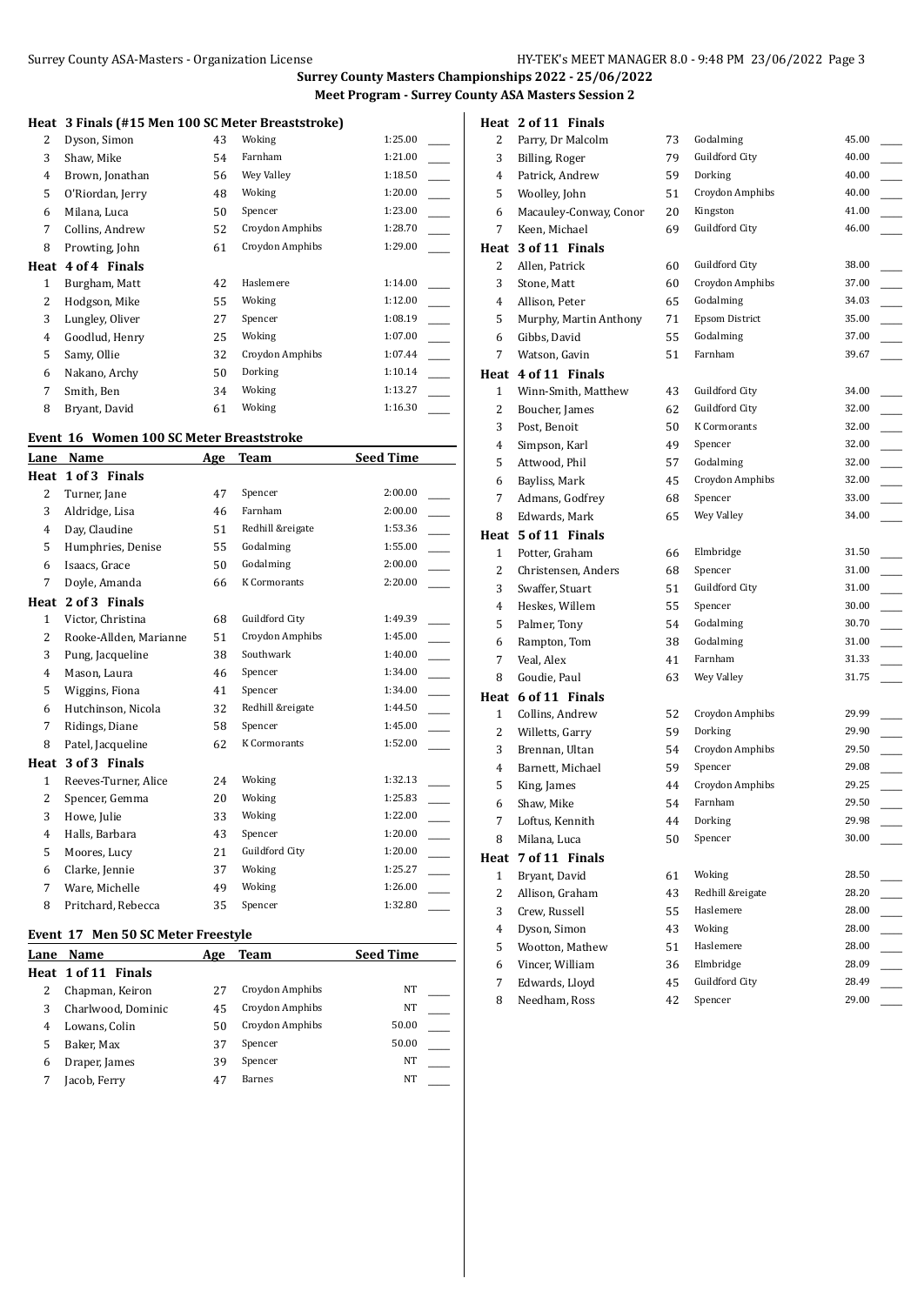**Surrey County Masters Championships 2022 - 25/06/2022**

**Meet Program - Surrey County ASA Masters Session 2**

**Heat 3 Finals (#15 Men 100 SC Meter Breaststroke)**

| Lane | Name | Age | Team | Seed Time |
|---|---|---|---|---|
| 2 | Dyson, Simon | 43 | Woking | 1:25.00 |
| 3 | Shaw, Mike | 54 | Farnham | 1:21.00 |
| 4 | Brown, Jonathan | 56 | Wey Valley | 1:18.50 |
| 5 | O'Riordan, Jerry | 48 | Woking | 1:20.00 |
| 6 | Milana, Luca | 50 | Spencer | 1:23.00 |
| 7 | Collins, Andrew | 52 | Croydon Amphibs | 1:28.70 |
| 8 | Prowting, John | 61 | Croydon Amphibs | 1:29.00 |

**Heat 4 of 4 Finals**

| Lane | Name | Age | Team | Seed Time |
|---|---|---|---|---|
| 1 | Burgham, Matt | 42 | Haslemere | 1:14.00 |
| 2 | Hodgson, Mike | 55 | Woking | 1:12.00 |
| 3 | Lungley, Oliver | 27 | Spencer | 1:08.19 |
| 4 | Goodlud, Henry | 25 | Woking | 1:07.00 |
| 5 | Samy, Ollie | 32 | Croydon Amphibs | 1:07.44 |
| 6 | Nakano, Archy | 50 | Dorking | 1:10.14 |
| 7 | Smith, Ben | 34 | Woking | 1:13.27 |
| 8 | Bryant, David | 61 | Woking | 1:16.30 |

## Event 16 Women 100 SC Meter Breaststroke

**Heat 1 of 3 Finals**

| Lane | Name | Age | Team | Seed Time |
|---|---|---|---|---|
| 2 | Turner, Jane | 47 | Spencer | 2:00.00 |
| 3 | Aldridge, Lisa | 46 | Farnham | 2:00.00 |
| 4 | Day, Claudine | 51 | Redhill &reigate | 1:53.36 |
| 5 | Humphries, Denise | 55 | Godalming | 1:55.00 |
| 6 | Isaacs, Grace | 50 | Godalming | 2:00.00 |
| 7 | Doyle, Amanda | 66 | K Cormorants | 2:20.00 |

**Heat 2 of 3 Finals**

| Lane | Name | Age | Team | Seed Time |
|---|---|---|---|---|
| 1 | Victor, Christina | 68 | Guildford City | 1:49.39 |
| 2 | Rooke-Allden, Marianne | 51 | Croydon Amphibs | 1:45.00 |
| 3 | Pung, Jacqueline | 38 | Southwark | 1:40.00 |
| 4 | Mason, Laura | 46 | Spencer | 1:34.00 |
| 5 | Wiggins, Fiona | 41 | Spencer | 1:34.00 |
| 6 | Hutchinson, Nicola | 32 | Redhill &reigate | 1:44.50 |
| 7 | Ridings, Diane | 58 | Spencer | 1:45.00 |
| 8 | Patel, Jacqueline | 62 | K Cormorants | 1:52.00 |

**Heat 3 of 3 Finals**

| Lane | Name | Age | Team | Seed Time |
|---|---|---|---|---|
| 1 | Reeves-Turner, Alice | 24 | Woking | 1:32.13 |
| 2 | Spencer, Gemma | 20 | Woking | 1:25.83 |
| 3 | Howe, Julie | 33 | Woking | 1:22.00 |
| 4 | Halls, Barbara | 43 | Spencer | 1:20.00 |
| 5 | Moores, Lucy | 21 | Guildford City | 1:20.00 |
| 6 | Clarke, Jennie | 37 | Woking | 1:25.27 |
| 7 | Ware, Michelle | 49 | Woking | 1:26.00 |
| 8 | Pritchard, Rebecca | 35 | Spencer | 1:32.80 |

## Event 17 Men 50 SC Meter Freestyle

**Heat 1 of 11 Finals**

| Lane | Name | Age | Team | Seed Time |
|---|---|---|---|---|
| 2 | Chapman, Keiron | 27 | Croydon Amphibs | NT |
| 3 | Charlwood, Dominic | 45 | Croydon Amphibs | NT |
| 4 | Lowans, Colin | 50 | Croydon Amphibs | 50.00 |
| 5 | Baker, Max | 37 | Spencer | 50.00 |
| 6 | Draper, James | 39 | Spencer | NT |
| 7 | Jacob, Ferry | 47 | Barnes | NT |

**Heat 2 of 11 Finals**

| Lane | Name | Age | Team | Seed Time |
|---|---|---|---|---|
| 2 | Parry, Dr Malcolm | 73 | Godalming | 45.00 |
| 3 | Billing, Roger | 79 | Guildford City | 40.00 |
| 4 | Patrick, Andrew | 59 | Dorking | 40.00 |
| 5 | Woolley, John | 51 | Croydon Amphibs | 40.00 |
| 6 | Macauley-Conway, Conor | 20 | Kingston | 41.00 |
| 7 | Keen, Michael | 69 | Guildford City | 46.00 |

**Heat 3 of 11 Finals**

| Lane | Name | Age | Team | Seed Time |
|---|---|---|---|---|
| 2 | Allen, Patrick | 60 | Guildford City | 38.00 |
| 3 | Stone, Matt | 60 | Croydon Amphibs | 37.00 |
| 4 | Allison, Peter | 65 | Godalming | 34.03 |
| 5 | Murphy, Martin Anthony | 71 | Epsom District | 35.00 |
| 6 | Gibbs, David | 55 | Godalming | 37.00 |
| 7 | Watson, Gavin | 51 | Farnham | 39.67 |

**Heat 4 of 11 Finals**

| Lane | Name | Age | Team | Seed Time |
|---|---|---|---|---|
| 1 | Winn-Smith, Matthew | 43 | Guildford City | 34.00 |
| 2 | Boucher, James | 62 | Guildford City | 32.00 |
| 3 | Post, Benoit | 50 | K Cormorants | 32.00 |
| 4 | Simpson, Karl | 49 | Spencer | 32.00 |
| 5 | Attwood, Phil | 57 | Godalming | 32.00 |
| 6 | Bayliss, Mark | 45 | Croydon Amphibs | 32.00 |
| 7 | Admans, Godfrey | 68 | Spencer | 33.00 |
| 8 | Edwards, Mark | 65 | Wey Valley | 34.00 |

**Heat 5 of 11 Finals**

| Lane | Name | Age | Team | Seed Time |
|---|---|---|---|---|
| 1 | Potter, Graham | 66 | Elmbridge | 31.50 |
| 2 | Christensen, Anders | 68 | Spencer | 31.00 |
| 3 | Swaffer, Stuart | 51 | Guildford City | 31.00 |
| 4 | Heskes, Willem | 55 | Spencer | 30.00 |
| 5 | Palmer, Tony | 54 | Godalming | 30.70 |
| 6 | Rampton, Tom | 38 | Godalming | 31.00 |
| 7 | Veal, Alex | 41 | Farnham | 31.33 |
| 8 | Goudie, Paul | 63 | Wey Valley | 31.75 |

**Heat 6 of 11 Finals**

| Lane | Name | Age | Team | Seed Time |
|---|---|---|---|---|
| 1 | Collins, Andrew | 52 | Croydon Amphibs | 29.99 |
| 2 | Willetts, Garry | 59 | Dorking | 29.90 |
| 3 | Brennan, Ultan | 54 | Croydon Amphibs | 29.50 |
| 4 | Barnett, Michael | 59 | Spencer | 29.08 |
| 5 | King, James | 44 | Croydon Amphibs | 29.25 |
| 6 | Shaw, Mike | 54 | Farnham | 29.50 |
| 7 | Loftus, Kennith | 44 | Dorking | 29.98 |
| 8 | Milana, Luca | 50 | Spencer | 30.00 |

**Heat 7 of 11 Finals**

| Lane | Name | Age | Team | Seed Time |
|---|---|---|---|---|
| 1 | Bryant, David | 61 | Woking | 28.50 |
| 2 | Allison, Graham | 43 | Redhill &reigate | 28.20 |
| 3 | Crew, Russell | 55 | Haslemere | 28.00 |
| 4 | Dyson, Simon | 43 | Woking | 28.00 |
| 5 | Wootton, Mathew | 51 | Haslemere | 28.00 |
| 6 | Vincer, William | 36 | Elmbridge | 28.09 |
| 7 | Edwards, Lloyd | 45 | Guildford City | 28.49 |
| 8 | Needham, Ross | 42 | Spencer | 29.00 |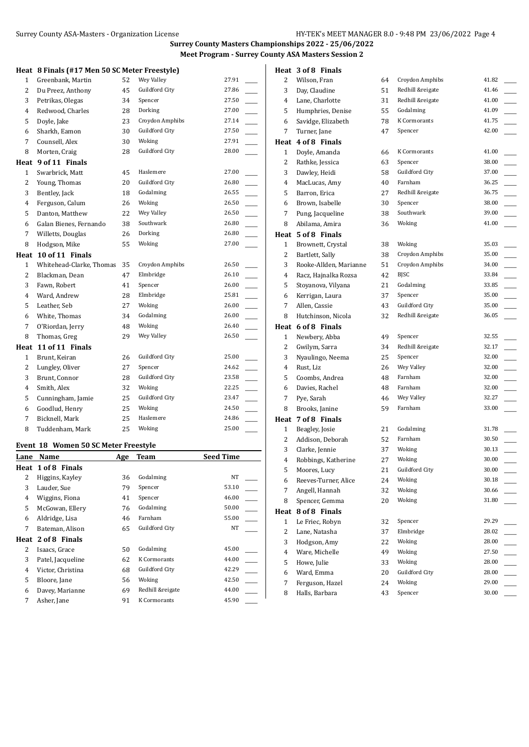## Surrey County Masters Championships 2022 - 25/06/2022

### Meet Program - Surrey County ASA Masters Session 2

**Heat 8 Finals (#17 Men 50 SC Meter Freestyle)**

| | | | | | |
|---|---|---|---|---|---|
| 1 | Greenbank, Martin | 52 | Wey Valley | 27.91 | ____ |
| 2 | Du Preez, Anthony | 45 | Guildford City | 27.86 | ____ |
| 3 | Petrikas, Olegas | 34 | Spencer | 27.50 | ____ |
| 4 | Redwood, Charles | 28 | Dorking | 27.00 | ____ |
| 5 | Doyle, Jake | 23 | Croydon Amphibs | 27.14 | ____ |
| 6 | Sharkh, Eamon | 30 | Guildford City | 27.50 | ____ |
| 7 | Counsell, Alex | 30 | Woking | 27.91 | ____ |
| 8 | Morten, Craig | 28 | Guildford City | 28.00 | ____ |

**Heat 9 of 11 Finals**

| | | | | | |
|---|---|---|---|---|---|
| 1 | Swarbrick, Matt | 45 | Haslemere | 27.00 | ____ |
| 2 | Young, Thomas | 20 | Guildford City | 26.80 | ____ |
| 3 | Bentley, Jack | 18 | Godalming | 26.55 | ____ |
| 4 | Ferguson, Calum | 26 | Woking | 26.50 | ____ |
| 5 | Danton, Matthew | 22 | Wey Valley | 26.50 | ____ |
| 6 | Galan Bienes, Fernando | 38 | Southwark | 26.80 | ____ |
| 7 | Willetts, Douglas | 26 | Dorking | 26.80 | ____ |
| 8 | Hodgson, Mike | 55 | Woking | 27.00 | ____ |

**Heat 10 of 11 Finals**

| | | | | | |
|---|---|---|---|---|---|
| 1 | Whitehead-Clarke, Thomas | 35 | Croydon Amphibs | 26.50 | ____ |
| 2 | Blackman, Dean | 47 | Elmbridge | 26.10 | ____ |
| 3 | Fawn, Robert | 41 | Spencer | 26.00 | ____ |
| 4 | Ward, Andrew | 28 | Elmbridge | 25.81 | ____ |
| 5 | Leather, Seb | 27 | Woking | 26.00 | ____ |
| 6 | White, Thomas | 34 | Godalming | 26.00 | ____ |
| 7 | O'Riordan, Jerry | 48 | Woking | 26.40 | ____ |
| 8 | Thomas, Greg | 29 | Wey Valley | 26.50 | ____ |

**Heat 11 of 11 Finals**

| | | | | | |
|---|---|---|---|---|---|
| 1 | Brunt, Keiran | 26 | Guildford City | 25.00 | ____ |
| 2 | Lungley, Oliver | 27 | Spencer | 24.62 | ____ |
| 3 | Brunt, Connor | 28 | Guildford City | 23.58 | ____ |
| 4 | Smith, Alex | 32 | Woking | 22.25 | ____ |
| 5 | Cunningham, Jamie | 25 | Guildford City | 23.47 | ____ |
| 6 | Goodlud, Henry | 25 | Woking | 24.50 | ____ |
| 7 | Bicknell, Mark | 25 | Haslemere | 24.86 | ____ |
| 8 | Tuddenham, Mark | 25 | Woking | 25.00 | ____ |

### Event 18 Women 50 SC Meter Freestyle

| Lane | Name | Age | Team | Seed Time | |
|---|---|---|---|---|---|
| **Heat 1 of 8 Finals** | | | | | |
| 2 | Higgins, Kayley | 36 | Godalming | NT | ____ |
| 3 | Lauder, Sue | 79 | Spencer | 53.10 | ____ |
| 4 | Wiggins, Fiona | 41 | Spencer | 46.00 | ____ |
| 5 | McGowan, Ellery | 76 | Godalming | 50.00 | ____ |
| 6 | Aldridge, Lisa | 46 | Farnham | 55.00 | ____ |
| 7 | Bateman, Alison | 65 | Guildford City | NT | ____ |
| **Heat 2 of 8 Finals** | | | | | |
| 2 | Isaacs, Grace | 50 | Godalming | 45.00 | ____ |
| 3 | Patel, Jacqueline | 62 | K Cormorants | 44.00 | ____ |
| 4 | Victor, Christina | 68 | Guildford City | 42.29 | ____ |
| 5 | Bloore, Jane | 56 | Woking | 42.50 | ____ |
| 6 | Davey, Marianne | 69 | Redhill &reigate | 44.00 | ____ |
| 7 | Asher, Jane | 91 | K Cormorants | 45.90 | ____ |
| **Heat 3 of 8 Finals** | | | | | |
| 2 | Wilson, Fran | 64 | Croydon Amphibs | 41.82 | ____ |
| 3 | Day, Claudine | 51 | Redhill &reigate | 41.46 | ____ |
| 4 | Lane, Charlotte | 31 | Redhill &reigate | 41.00 | ____ |
| 5 | Humphries, Denise | 55 | Godalming | 41.09 | ____ |
| 6 | Savidge, Elizabeth | 78 | K Cormorants | 41.75 | ____ |
| 7 | Turner, Jane | 47 | Spencer | 42.00 | ____ |
| **Heat 4 of 8 Finals** | | | | | |
| 1 | Doyle, Amanda | 66 | K Cormorants | 41.00 | ____ |
| 2 | Rathke, Jessica | 63 | Spencer | 38.00 | ____ |
| 3 | Dawley, Heidi | 58 | Guildford City | 37.00 | ____ |
| 4 | MacLucas, Amy | 40 | Farnham | 36.25 | ____ |
| 5 | Barron, Erica | 27 | Redhill &reigate | 36.75 | ____ |
| 6 | Brown, Isabelle | 30 | Spencer | 38.00 | ____ |
| 7 | Pung, Jacqueline | 38 | Southwark | 39.00 | ____ |
| 8 | Abilama, Amira | 36 | Woking | 41.00 | ____ |
| **Heat 5 of 8 Finals** | | | | | |
| 1 | Brownett, Crystal | 38 | Woking | 35.03 | ____ |
| 2 | Bartlett, Sally | 38 | Croydon Amphibs | 35.00 | ____ |
| 3 | Rooke-Allden, Marianne | 51 | Croydon Amphibs | 34.00 | ____ |
| 4 | Racz, Hajnalka Rozsa | 42 | BJSC | 33.84 | ____ |
| 5 | Stoyanova, Vilyana | 21 | Godalming | 33.85 | ____ |
| 6 | Kerrigan, Laura | 37 | Spencer | 35.00 | ____ |
| 7 | Allen, Cassie | 43 | Guildford City | 35.00 | ____ |
| 8 | Hutchinson, Nicola | 32 | Redhill &reigate | 36.05 | ____ |
| **Heat 6 of 8 Finals** | | | | | |
| 1 | Newbery, Abba | 49 | Spencer | 32.55 | ____ |
| 2 | Gwilym, Sarra | 34 | Redhill &reigate | 32.17 | ____ |
| 3 | Nyaulingo, Neema | 25 | Spencer | 32.00 | ____ |
| 4 | Rust, Liz | 26 | Wey Valley | 32.00 | ____ |
| 5 | Coombs, Andrea | 48 | Farnham | 32.00 | ____ |
| 6 | Davies, Rachel | 48 | Farnham | 32.00 | ____ |
| 7 | Pye, Sarah | 46 | Wey Valley | 32.27 | ____ |
| 8 | Brooks, Janine | 59 | Farnham | 33.00 | ____ |
| **Heat 7 of 8 Finals** | | | | | |
| 1 | Beagley, Josie | 21 | Godalming | 31.78 | ____ |
| 2 | Addison, Deborah | 52 | Farnham | 30.50 | ____ |
| 3 | Clarke, Jennie | 37 | Woking | 30.13 | ____ |
| 4 | Robbings, Katherine | 27 | Woking | 30.00 | ____ |
| 5 | Moores, Lucy | 21 | Guildford City | 30.00 | ____ |
| 6 | Reeves-Turner, Alice | 24 | Woking | 30.18 | ____ |
| 7 | Angell, Hannah | 32 | Woking | 30.66 | ____ |
| 8 | Spencer, Gemma | 20 | Woking | 31.80 | ____ |
| **Heat 8 of 8 Finals** | | | | | |
| 1 | Le Friec, Robyn | 32 | Spencer | 29.29 | ____ |
| 2 | Lane, Natasha | 37 | Elmbridge | 28.02 | ____ |
| 3 | Hodgson, Amy | 22 | Woking | 28.00 | ____ |
| 4 | Ware, Michelle | 49 | Woking | 27.50 | ____ |
| 5 | Howe, Julie | 33 | Woking | 28.00 | ____ |
| 6 | Ward, Emma | 20 | Guildford City | 28.00 | ____ |
| 7 | Ferguson, Hazel | 24 | Woking | 29.00 | ____ |
| 8 | Halls, Barbara | 43 | Spencer | 30.00 | ____ |